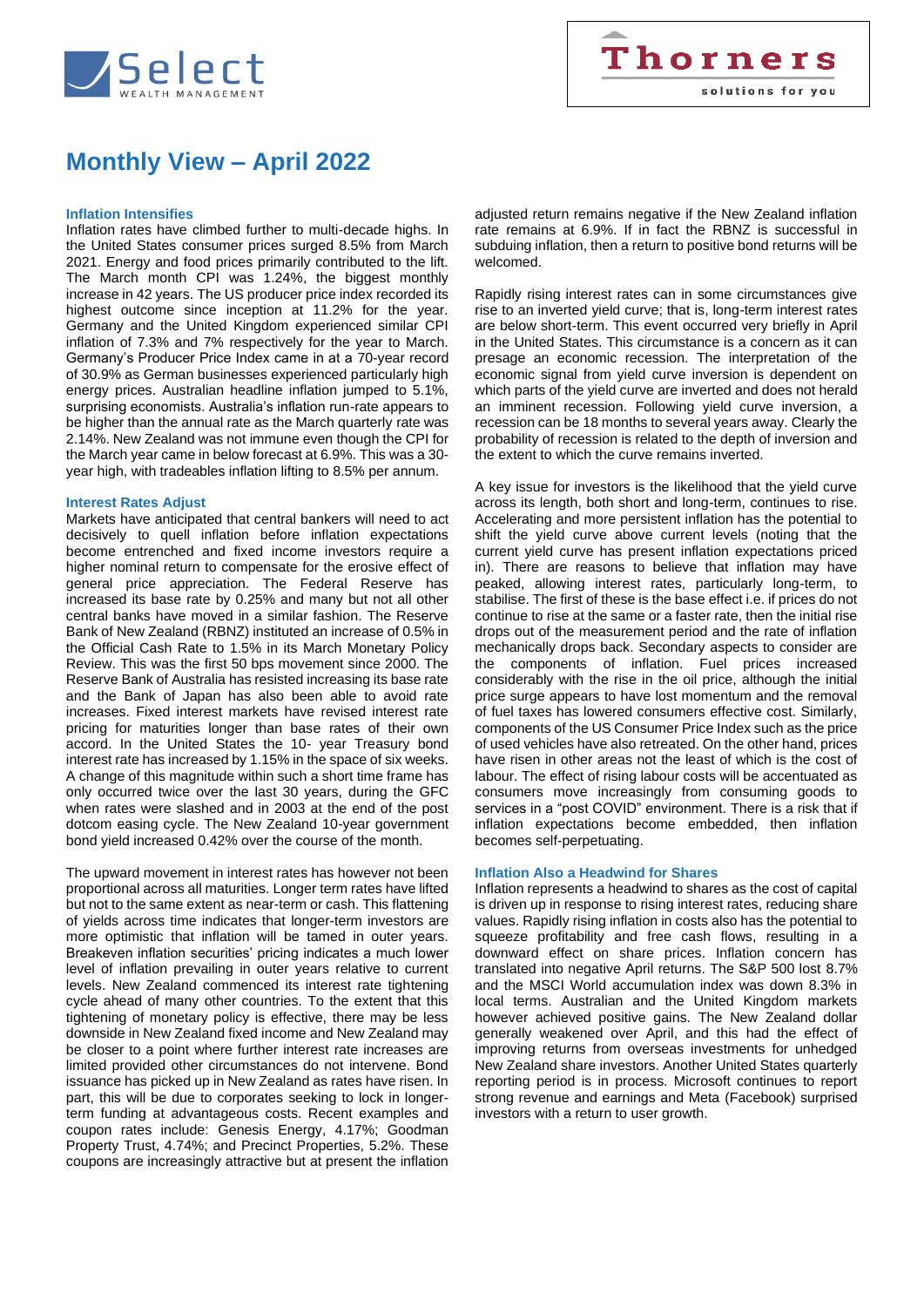# Monthly View – April 2022

### Inflation Intensifies

Inflation rates have climbed further to multi-decade highs. In the United States consumer prices surged 8.5% from March 2021. Energy and food prices primarily contributed to the lift. The March month CPI was 1.24%, the biggest monthly increase in 42 years. The US producer price index recorded its highest outcome since inception at 11.2% for the year. Germany and the United Kingdom experienced similar CPI inflation of 7.3% and 7% respectively for the year to March. Germany's Producer Price Index came in at a 70-year record of 30.9% as German businesses experienced particularly high energy prices. Australian headline inflation jumped to 5.1%, surprising economists. Australia's inflation run-rate appears to be higher than the annual rate as the March quarterly rate was 2.14%. New Zealand was not immune even though the CPI for the March year came in below forecast at 6.9%. This was a 30-year high, with tradeables inflation lifting to 8.5% per annum.

### Interest Rates Adjust

Markets have anticipated that central bankers will need to act decisively to quell inflation before inflation expectations become entrenched and fixed income investors require a higher nominal return to compensate for the erosive effect of general price appreciation. The Federal Reserve has increased its base rate by 0.25% and many but not all other central banks have moved in a similar fashion. The Reserve Bank of New Zealand (RBNZ) instituted an increase of 0.5% in the Official Cash Rate to 1.5% in its March Monetary Policy Review. This was the first 50 bps movement since 2000. The Reserve Bank of Australia has resisted increasing its base rate and the Bank of Japan has also been able to avoid rate increases. Fixed interest markets have revised interest rate pricing for maturities longer than base rates of their own accord. In the United States the 10- year Treasury bond interest rate has increased by 1.15% in the space of six weeks. A change of this magnitude within such a short time frame has only occurred twice over the last 30 years, during the GFC when rates were slashed and in 2003 at the end of the post dotcom easing cycle. The New Zealand 10-year government bond yield increased 0.42% over the course of the month.

The upward movement in interest rates has however not been proportional across all maturities. Longer term rates have lifted but not to the same extent as near-term or cash. This flattening of yields across time indicates that longer-term investors are more optimistic that inflation will be tamed in outer years. Breakeven inflation securities' pricing indicates a much lower level of inflation prevailing in outer years relative to current levels. New Zealand commenced its interest rate tightening cycle ahead of many other countries. To the extent that this tightening of monetary policy is effective, there may be less downside in New Zealand fixed income and New Zealand may be closer to a point where further interest rate increases are limited provided other circumstances do not intervene. Bond issuance has picked up in New Zealand as rates have risen. In part, this will be due to corporates seeking to lock in longer-term funding at advantageous costs. Recent examples and coupon rates include: Genesis Energy, 4.17%; Goodman Property Trust, 4.74%; and Precinct Properties, 5.2%. These coupons are increasingly attractive but at present the inflation adjusted return remains negative if the New Zealand inflation rate remains at 6.9%. If in fact the RBNZ is successful in subduing inflation, then a return to positive bond returns will be welcomed.

Rapidly rising interest rates can in some circumstances give rise to an inverted yield curve; that is, long-term interest rates are below short-term. This event occurred very briefly in April in the United States. This circumstance is a concern as it can presage an economic recession. The interpretation of the economic signal from yield curve inversion is dependent on which parts of the yield curve are inverted and does not herald an imminent recession. Following yield curve inversion, a recession can be 18 months to several years away. Clearly the probability of recession is related to the depth of inversion and the extent to which the curve remains inverted.

A key issue for investors is the likelihood that the yield curve across its length, both short and long-term, continues to rise. Accelerating and more persistent inflation has the potential to shift the yield curve above current levels (noting that the current yield curve has present inflation expectations priced in). There are reasons to believe that inflation may have peaked, allowing interest rates, particularly long-term, to stabilise. The first of these is the base effect i.e. if prices do not continue to rise at the same or a faster rate, then the initial rise drops out of the measurement period and the rate of inflation mechanically drops back. Secondary aspects to consider are the components of inflation. Fuel prices increased considerably with the rise in the oil price, although the initial price surge appears to have lost momentum and the removal of fuel taxes has lowered consumers effective cost. Similarly, components of the US Consumer Price Index such as the price of used vehicles have also retreated. On the other hand, prices have risen in other areas not the least of which is the cost of labour. The effect of rising labour costs will be accentuated as consumers move increasingly from consuming goods to services in a "post COVID" environment. There is a risk that if inflation expectations become embedded, then inflation becomes self-perpetuating.

### Inflation Also a Headwind for Shares

Inflation represents a headwind to shares as the cost of capital is driven up in response to rising interest rates, reducing share values. Rapidly rising inflation in costs also has the potential to squeeze profitability and free cash flows, resulting in a downward effect on share prices. Inflation concern has translated into negative April returns. The S&P 500 lost 8.7% and the MSCI World accumulation index was down 8.3% in local terms. Australian and the United Kingdom markets however achieved positive gains. The New Zealand dollar generally weakened over April, and this had the effect of improving returns from overseas investments for unhedged New Zealand share investors. Another United States quarterly reporting period is in process. Microsoft continues to report strong revenue and earnings and Meta (Facebook) surprised investors with a return to user growth.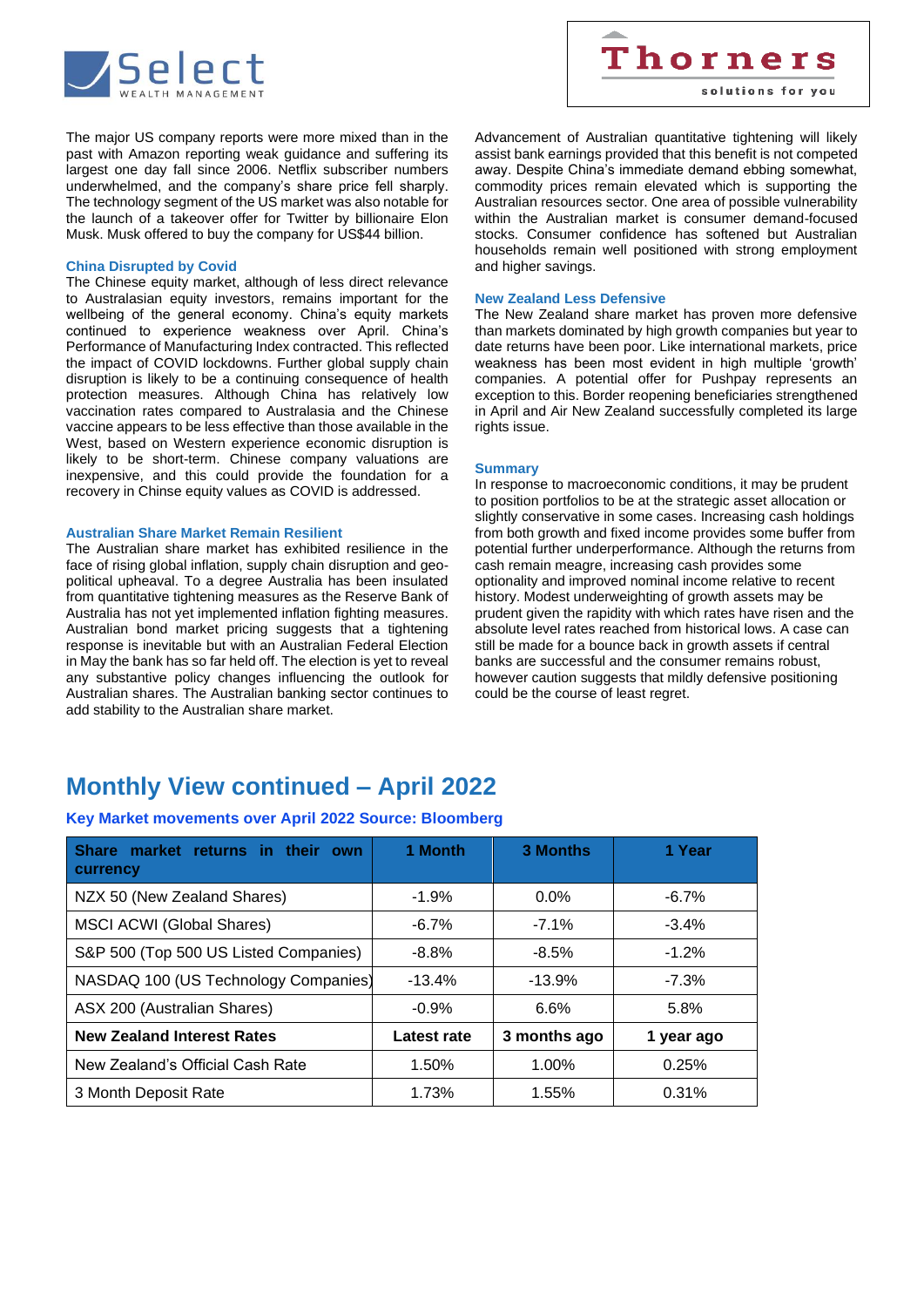The major US company reports were more mixed than in the past with Amazon reporting weak guidance and suffering its largest one day fall since 2006. Netflix subscriber numbers underwhelmed, and the company's share price fell sharply. The technology segment of the US market was also notable for the launch of a takeover offer for Twitter by billionaire Elon Musk. Musk offered to buy the company for US$44 billion.

### China Disrupted by Covid

The Chinese equity market, although of less direct relevance to Australasian equity investors, remains important for the wellbeing of the general economy. China's equity markets continued to experience weakness over April. China's Performance of Manufacturing Index contracted. This reflected the impact of COVID lockdowns. Further global supply chain disruption is likely to be a continuing consequence of health protection measures. Although China has relatively low vaccination rates compared to Australasia and the Chinese vaccine appears to be less effective than those available in the West, based on Western experience economic disruption is likely to be short-term. Chinese company valuations are inexpensive, and this could provide the foundation for a recovery in Chinse equity values as COVID is addressed.

### Australian Share Market Remain Resilient

The Australian share market has exhibited resilience in the face of rising global inflation, supply chain disruption and geo-political upheaval. To a degree Australia has been insulated from quantitative tightening measures as the Reserve Bank of Australia has not yet implemented inflation fighting measures. Australian bond market pricing suggests that a tightening response is inevitable but with an Australian Federal Election in May the bank has so far held off. The election is yet to reveal any substantive policy changes influencing the outlook for Australian shares. The Australian banking sector continues to add stability to the Australian share market.

Advancement of Australian quantitative tightening will likely assist bank earnings provided that this benefit is not competed away. Despite China's immediate demand ebbing somewhat, commodity prices remain elevated which is supporting the Australian resources sector. One area of possible vulnerability within the Australian market is consumer demand-focused stocks. Consumer confidence has softened but Australian households remain well positioned with strong employment and higher savings.

### New Zealand Less Defensive

The New Zealand share market has proven more defensive than markets dominated by high growth companies but year to date returns have been poor. Like international markets, price weakness has been most evident in high multiple 'growth' companies. A potential offer for Pushpay represents an exception to this. Border reopening beneficiaries strengthened in April and Air New Zealand successfully completed its large rights issue.

### Summary

In response to macroeconomic conditions, it may be prudent to position portfolios to be at the strategic asset allocation or slightly conservative in some cases. Increasing cash holdings from both growth and fixed income provides some buffer from potential further underperformance. Although the returns from cash remain meagre, increasing cash provides some optionality and improved nominal income relative to recent history. Modest underweighting of growth assets may be prudent given the rapidity with which rates have risen and the absolute level rates reached from historical lows. A case can still be made for a bounce back in growth assets if central banks are successful and the consumer remains robust, however caution suggests that mildly defensive positioning could be the course of least regret.

# Monthly View continued – April 2022

### Key Market movements over April 2022 Source: Bloomberg

| **Share market returns in their own currency** | **1 Month** | **3 Months** | **1 Year** |
|---|---|---|---|
| NZX 50 (New Zealand Shares) | -1.9% | 0.0% | -6.7% |
| MSCI ACWI (Global Shares) | -6.7% | -7.1% | -3.4% |
| S&P 500 (Top 500 US Listed Companies) | -8.8% | -8.5% | -1.2% |
| NASDAQ 100 (US Technology Companies) | -13.4% | -13.9% | -7.3% |
| ASX 200 (Australian Shares) | -0.9% | 6.6% | 5.8% |
| **New Zealand Interest Rates** | **Latest rate** | **3 months ago** | **1 year ago** |
| New Zealand's Official Cash Rate | 1.50% | 1.00% | 0.25% |
| 3 Month Deposit Rate | 1.73% | 1.55% | 0.31% |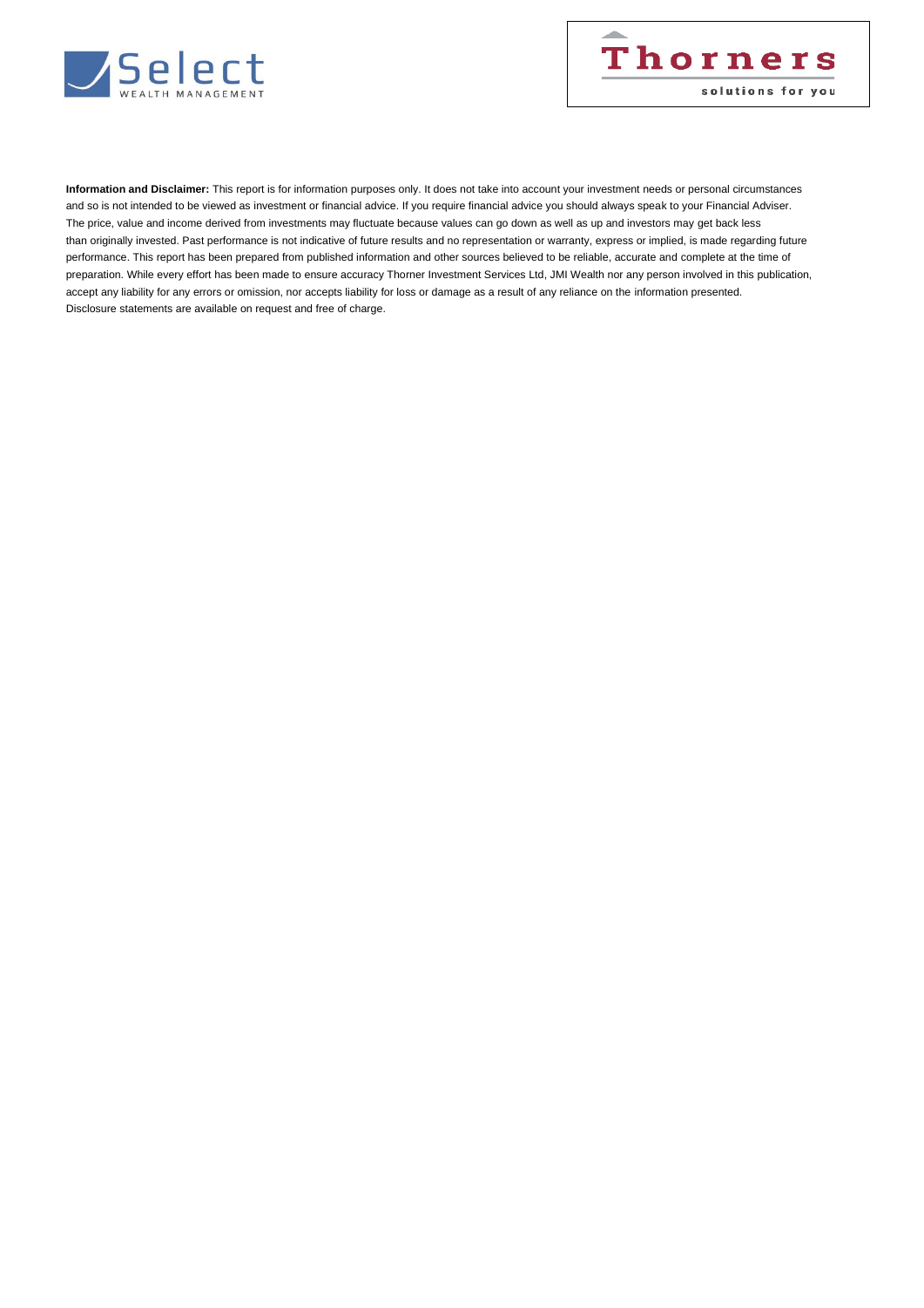**Information and Disclaimer:** This report is for information purposes only. It does not take into account your investment needs or personal circumstances and so is not intended to be viewed as investment or financial advice. If you require financial advice you should always speak to your Financial Adviser. The price, value and income derived from investments may fluctuate because values can go down as well as up and investors may get back less than originally invested. Past performance is not indicative of future results and no representation or warranty, express or implied, is made regarding future performance. This report has been prepared from published information and other sources believed to be reliable, accurate and complete at the time of preparation. While every effort has been made to ensure accuracy Thorner Investment Services Ltd, JMI Wealth nor any person involved in this publication, accept any liability for any errors or omission, nor accepts liability for loss or damage as a result of any reliance on the information presented. Disclosure statements are available on request and free of charge.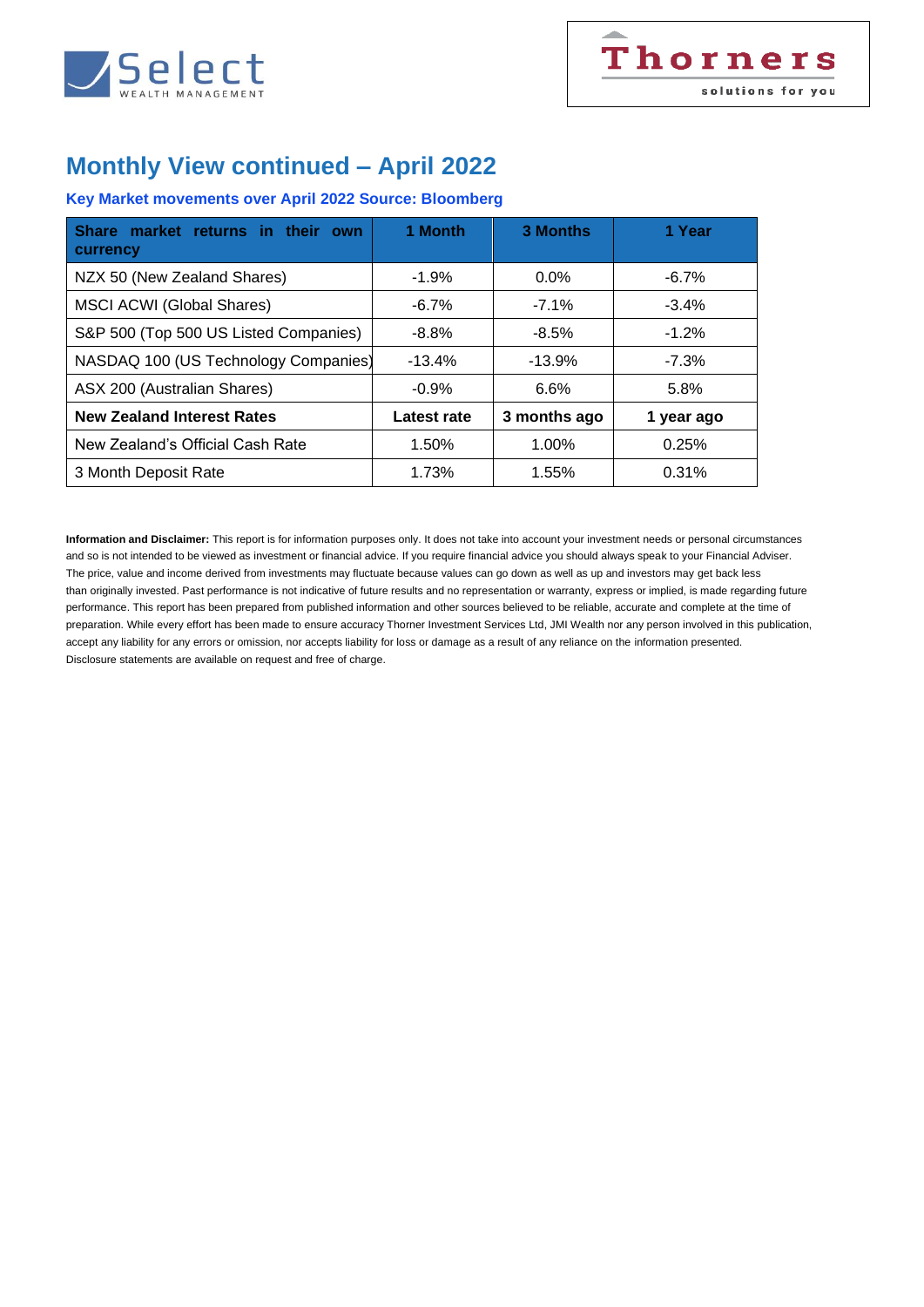# Monthly View continued – April 2022

### Key Market movements over April 2022 Source: Bloomberg

| Share market returns in their own currency | 1 Month | 3 Months | 1 Year |
|---|---|---|---|
| NZX 50 (New Zealand Shares) | -1.9% | 0.0% | -6.7% |
| MSCI ACWI (Global Shares) | -6.7% | -7.1% | -3.4% |
| S&P 500 (Top 500 US Listed Companies) | -8.8% | -8.5% | -1.2% |
| NASDAQ 100 (US Technology Companies) | -13.4% | -13.9% | -7.3% |
| ASX 200 (Australian Shares) | -0.9% | 6.6% | 5.8% |
| **New Zealand Interest Rates** | **Latest rate** | **3 months ago** | **1 year ago** |
| New Zealand's Official Cash Rate | 1.50% | 1.00% | 0.25% |
| 3 Month Deposit Rate | 1.73% | 1.55% | 0.31% |

**Information and Disclaimer:** This report is for information purposes only. It does not take into account your investment needs or personal circumstances and so is not intended to be viewed as investment or financial advice. If you require financial advice you should always speak to your Financial Adviser. The price, value and income derived from investments may fluctuate because values can go down as well as up and investors may get back less than originally invested. Past performance is not indicative of future results and no representation or warranty, express or implied, is made regarding future performance. This report has been prepared from published information and other sources believed to be reliable, accurate and complete at the time of preparation. While every effort has been made to ensure accuracy Thorner Investment Services Ltd, JMI Wealth nor any person involved in this publication, accept any liability for any errors or omission, nor accepts liability for loss or damage as a result of any reliance on the information presented. Disclosure statements are available on request and free of charge.